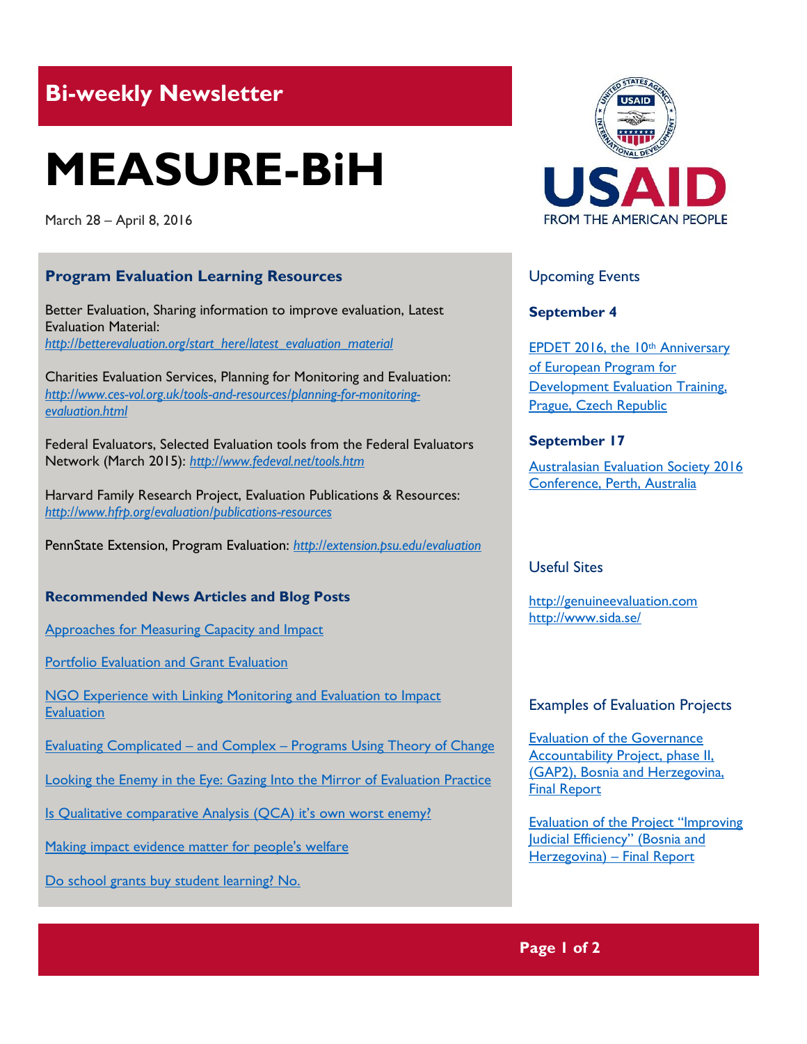# Bi-weekly Newsletter

# MEASURE-BiH

March 28 – April 8, 2016

## Program Evaluation Learning Resources

Better Evaluation, Sharing information to improve evaluation, Latest Evaluation Material: *http://betterevaluation.org/start_here/latest_evaluation_material*

Charities Evaluation Services, Planning for Monitoring and Evaluation: *http://www.ces-vol.org.uk/tools-and-resources/planning-for-monitoring-evaluation.html*

Federal Evaluators, Selected Evaluation tools from the Federal Evaluators Network (March 2015): *http://www.fedeval.net/tools.htm*

Harvard Family Research Project, Evaluation Publications & Resources: *http://www.hfrp.org/evaluation/publications-resources*

PennState Extension, Program Evaluation: *http://extension.psu.edu/evaluation*

## Recommended News Articles and Blog Posts

Approaches for Measuring Capacity and Impact

Portfolio Evaluation and Grant Evaluation

NGO Experience with Linking Monitoring and Evaluation to Impact Evaluation

Evaluating Complicated – and Complex – Programs Using Theory of Change

Looking the Enemy in the Eye: Gazing Into the Mirror of Evaluation Practice

Is Qualitative comparative Analysis (QCA) it's own worst enemy?

Making impact evidence matter for people's welfare

Do school grants buy student learning? No.

## Upcoming Events

### September 4

EPDET 2016, the 10th Anniversary of European Program for Development Evaluation Training, Prague, Czech Republic

### September 17

Australasian Evaluation Society 2016 Conference, Perth, Australia

## Useful Sites

http://genuineevaluation.com
http://www.sida.se/

## Examples of Evaluation Projects

Evaluation of the Governance Accountability Project, phase II, (GAP2), Bosnia and Herzegovina, Final Report

Evaluation of the Project "Improving Judicial Efficiency" (Bosnia and Herzegovina) – Final Report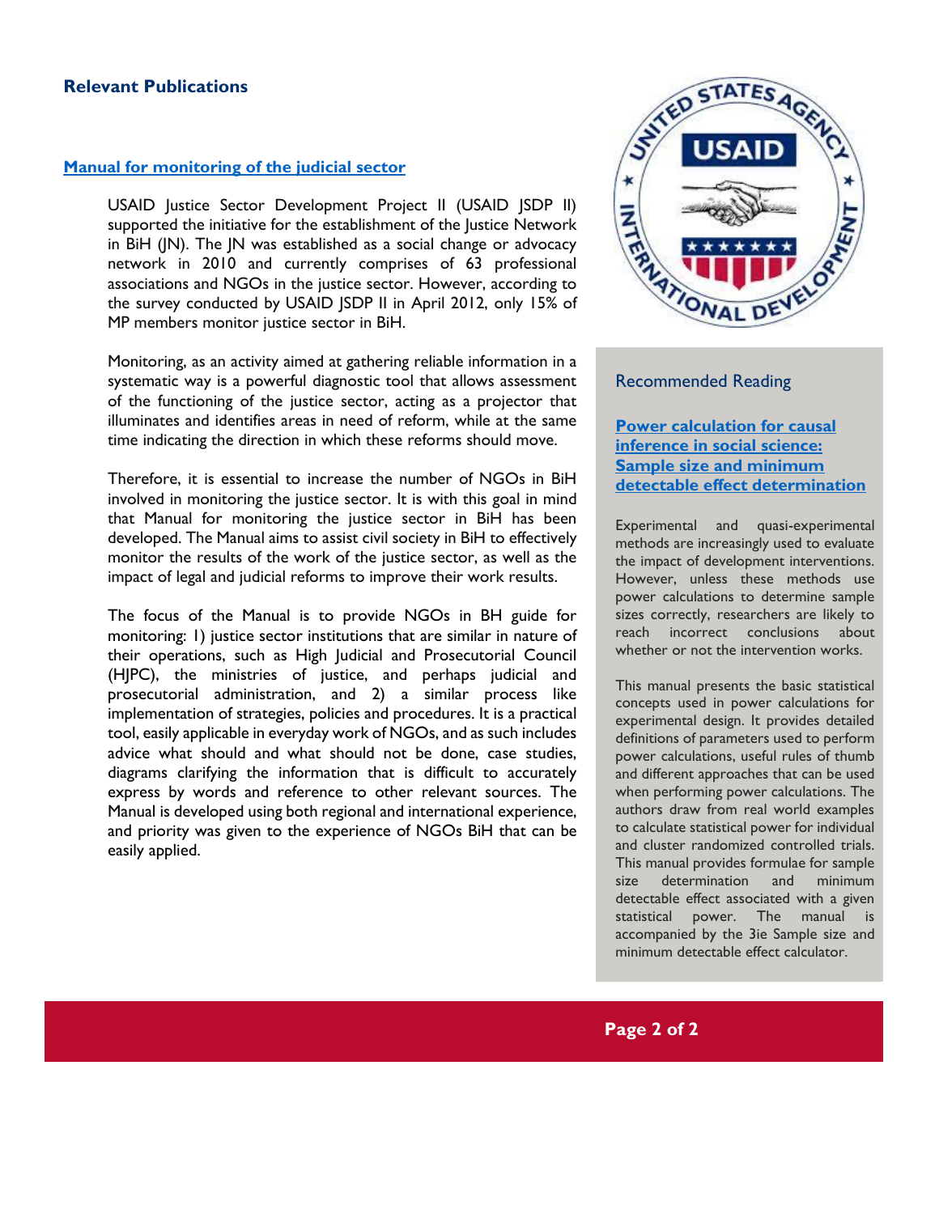## Relevant Publications

### [Manual for monitoring of the judicial sector]

USAID Justice Sector Development Project II (USAID JSDP II) supported the initiative for the establishment of the Justice Network in BiH (JN). The JN was established as a social change or advocacy network in 2010 and currently comprises of 63 professional associations and NGOs in the justice sector. However, according to the survey conducted by USAID JSDP II in April 2012, only 15% of MP members monitor justice sector in BiH.

Monitoring, as an activity aimed at gathering reliable information in a systematic way is a powerful diagnostic tool that allows assessment of the functioning of the justice sector, acting as a projector that illuminates and identifies areas in need of reform, while at the same time indicating the direction in which these reforms should move.

Therefore, it is essential to increase the number of NGOs in BiH involved in monitoring the justice sector. It is with this goal in mind that Manual for monitoring the justice sector in BiH has been developed. The Manual aims to assist civil society in BiH to effectively monitor the results of the work of the justice sector, as well as the impact of legal and judicial reforms to improve their work results.

The focus of the Manual is to provide NGOs in BH guide for monitoring: 1) justice sector institutions that are similar in nature of their operations, such as High Judicial and Prosecutorial Council (HJPC), the ministries of justice, and perhaps judicial and prosecutorial administration, and 2) a similar process like implementation of strategies, policies and procedures. It is a practical tool, easily applicable in everyday work of NGOs, and as such includes advice what should and what should not be done, case studies, diagrams clarifying the information that is difficult to accurately express by words and reference to other relevant sources. The Manual is developed using both regional and international experience, and priority was given to the experience of NGOs BiH that can be easily applied.

### Recommended Reading

**[Power calculation for causal inference in social science: Sample size and minimum detectable effect determination]**

Experimental and quasi-experimental methods are increasingly used to evaluate the impact of development interventions. However, unless these methods use power calculations to determine sample sizes correctly, researchers are likely to reach incorrect conclusions about whether or not the intervention works.

This manual presents the basic statistical concepts used in power calculations for experimental design. It provides detailed definitions of parameters used to perform power calculations, useful rules of thumb and different approaches that can be used when performing power calculations. The authors draw from real world examples to calculate statistical power for individual and cluster randomized controlled trials. This manual provides formulae for sample size determination and minimum detectable effect associated with a given statistical power. The manual is accompanied by the 3ie Sample size and minimum detectable effect calculator.